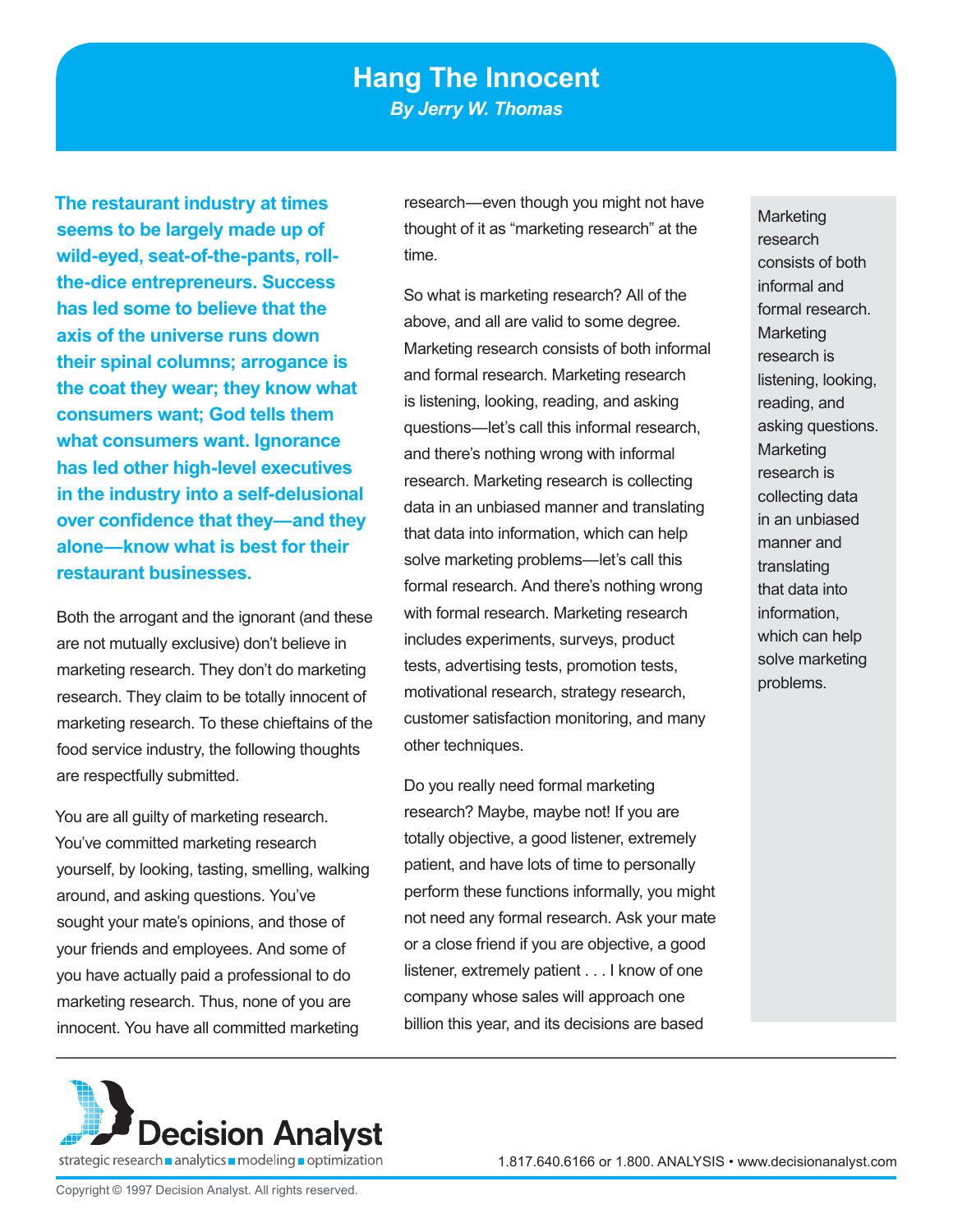# Hang The Innocent

***By Jerry W. Thomas***

**The restaurant industry at times seems to be largely made up of wild-eyed, seat-of-the-pants, roll-the-dice entrepreneurs. Success has led some to believe that the axis of the universe runs down their spinal columns; arrogance is the coat they wear; they know what consumers want; God tells them what consumers want. Ignorance has led other high-level executives in the industry into a self-delusional over confidence that they—and they alone—know what is best for their restaurant businesses.**

Both the arrogant and the ignorant (and these are not mutually exclusive) don't believe in marketing research. They don't do marketing research. They claim to be totally innocent of marketing research. To these chieftains of the food service industry, the following thoughts are respectfully submitted.

You are all guilty of marketing research. You've committed marketing research yourself, by looking, tasting, smelling, walking around, and asking questions. You've sought your mate's opinions, and those of your friends and employees. And some of you have actually paid a professional to do marketing research. Thus, none of you are innocent. You have all committed marketing research—even though you might not have thought of it as "marketing research" at the time.

So what is marketing research? All of the above, and all are valid to some degree. Marketing research consists of both informal and formal research. Marketing research is listening, looking, reading, and asking questions—let's call this informal research, and there's nothing wrong with informal research. Marketing research is collecting data in an unbiased manner and translating that data into information, which can help solve marketing problems—let's call this formal research. And there's nothing wrong with formal research. Marketing research includes experiments, surveys, product tests, advertising tests, promotion tests, motivational research, strategy research, customer satisfaction monitoring, and many other techniques.

> Marketing research consists of both informal and formal research. Marketing research is listening, looking, reading, and asking questions. Marketing research is collecting data in an unbiased manner and translating that data into information, which can help solve marketing problems.

Do you really need formal marketing research? Maybe, maybe not! If you are totally objective, a good listener, extremely patient, and have lots of time to personally perform these functions informally, you might not need any formal research. Ask your mate or a close friend if you are objective, a good listener, extremely patient . . . I know of one company whose sales will approach one billion this year, and its decisions are based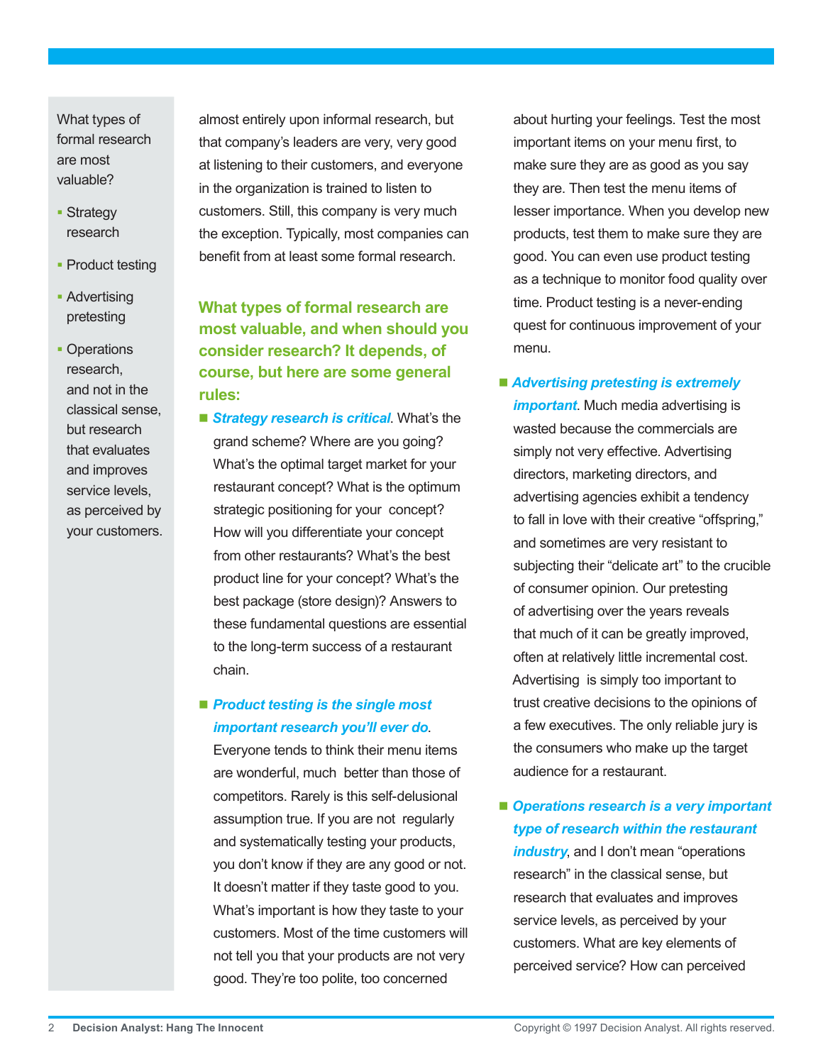What types of formal research are most valuable?

- Strategy research
- Product testing
- Advertising pretesting
- Operations research, and not in the classical sense, but research that evaluates and improves service levels, as perceived by your customers.

almost entirely upon informal research, but that company's leaders are very, very good at listening to their customers, and everyone in the organization is trained to listen to customers. Still, this company is very much the exception. Typically, most companies can benefit from at least some formal research.

### What types of formal research are most valuable, and when should you consider research? It depends, of course, but here are some general rules:

- ***Strategy research is critical***. What's the grand scheme? Where are you going? What's the optimal target market for your restaurant concept? What is the optimum strategic positioning for your concept? How will you differentiate your concept from other restaurants? What's the best product line for your concept? What's the best package (store design)? Answers to these fundamental questions are essential to the long-term success of a restaurant chain.

- ***Product testing is the single most important research you'll ever do***. Everyone tends to think their menu items are wonderful, much better than those of competitors. Rarely is this self-delusional assumption true. If you are not regularly and systematically testing your products, you don't know if they are any good or not. It doesn't matter if they taste good to you. What's important is how they taste to your customers. Most of the time customers will not tell you that your products are not very good. They're too polite, too concerned about hurting your feelings. Test the most important items on your menu first, to make sure they are as good as you say they are. Then test the menu items of lesser importance. When you develop new products, test them to make sure they are good. You can even use product testing as a technique to monitor food quality over time. Product testing is a never-ending quest for continuous improvement of your menu.

- ***Advertising pretesting is extremely important***. Much media advertising is wasted because the commercials are simply not very effective. Advertising directors, marketing directors, and advertising agencies exhibit a tendency to fall in love with their creative "offspring," and sometimes are very resistant to subjecting their "delicate art" to the crucible of consumer opinion. Our pretesting of advertising over the years reveals that much of it can be greatly improved, often at relatively little incremental cost. Advertising is simply too important to trust creative decisions to the opinions of a few executives. The only reliable jury is the consumers who make up the target audience for a restaurant.

- ***Operations research is a very important type of research within the restaurant industry***, and I don't mean "operations research" in the classical sense, but research that evaluates and improves service levels, as perceived by your customers. What are key elements of perceived service? How can perceived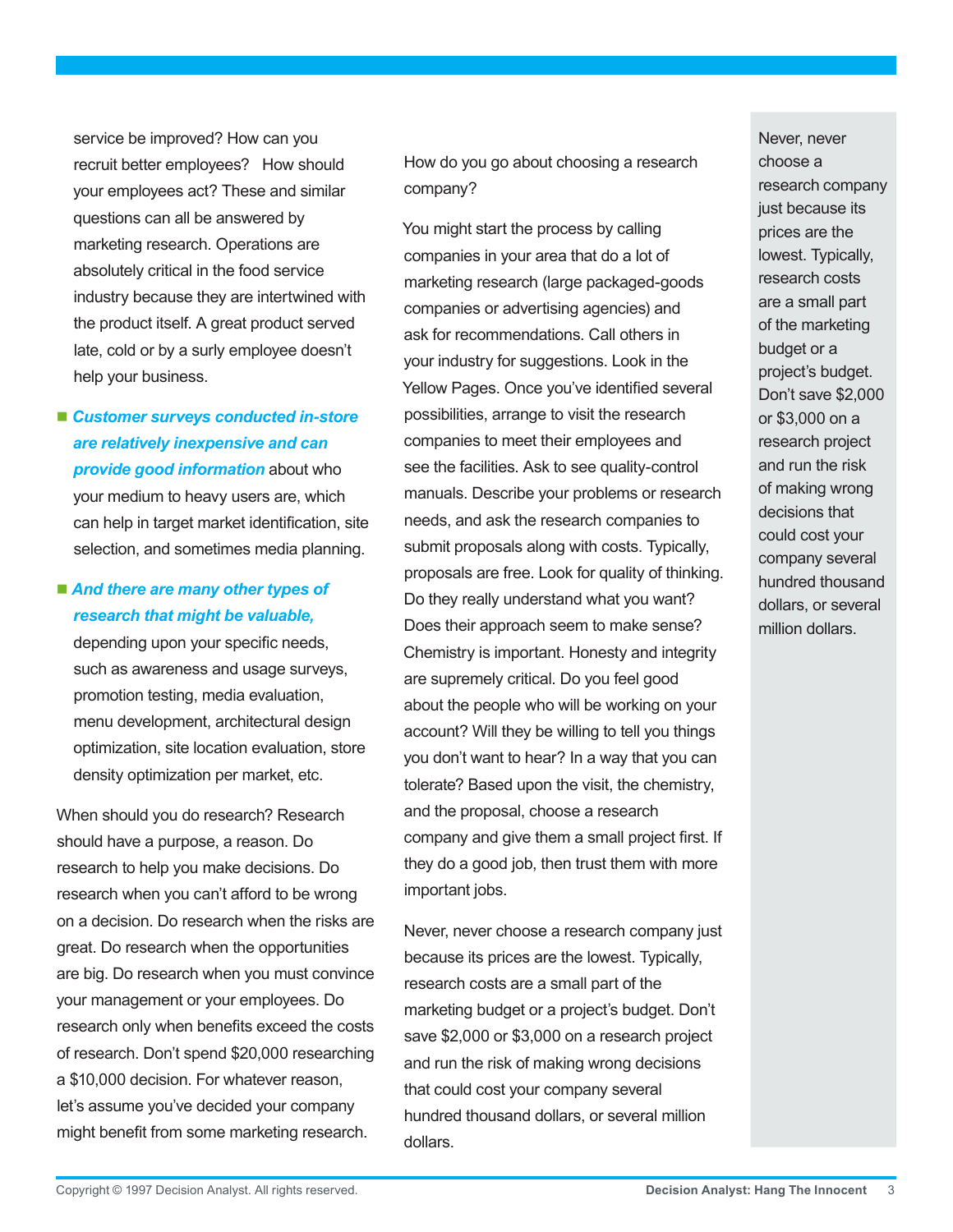service be improved? How can you recruit better employees? How should your employees act? These and similar questions can all be answered by marketing research. Operations are absolutely critical in the food service industry because they are intertwined with the product itself. A great product served late, cold or by a surly employee doesn't help your business.

- ***Customer surveys conducted in-store are relatively inexpensive and can provide good information*** about who your medium to heavy users are, which can help in target market identification, site selection, and sometimes media planning.

- ***And there are many other types of research that might be valuable,*** depending upon your specific needs, such as awareness and usage surveys, promotion testing, media evaluation, menu development, architectural design optimization, site location evaluation, store density optimization per market, etc.

When should you do research? Research should have a purpose, a reason. Do research to help you make decisions. Do research when you can't afford to be wrong on a decision. Do research when the risks are great. Do research when the opportunities are big. Do research when you must convince your management or your employees. Do research only when benefits exceed the costs of research. Don't spend $20,000 researching a $10,000 decision. For whatever reason, let's assume you've decided your company might benefit from some marketing research.

How do you go about choosing a research company?

You might start the process by calling companies in your area that do a lot of marketing research (large packaged-goods companies or advertising agencies) and ask for recommendations. Call others in your industry for suggestions. Look in the Yellow Pages. Once you've identified several possibilities, arrange to visit the research companies to meet their employees and see the facilities. Ask to see quality-control manuals. Describe your problems or research needs, and ask the research companies to submit proposals along with costs. Typically, proposals are free. Look for quality of thinking. Do they really understand what you want? Does their approach seem to make sense? Chemistry is important. Honesty and integrity are supremely critical. Do you feel good about the people who will be working on your account? Will they be willing to tell you things you don't want to hear? In a way that you can tolerate? Based upon the visit, the chemistry, and the proposal, choose a research company and give them a small project first. If they do a good job, then trust them with more important jobs.

Never, never choose a research company just because its prices are the lowest. Typically, research costs are a small part of the marketing budget or a project's budget. Don't save $2,000 or $3,000 on a research project and run the risk of making wrong decisions that could cost your company several hundred thousand dollars, or several million dollars.

> Never, never choose a research company just because its prices are the lowest. Typically, research costs are a small part of the marketing budget or a project's budget. Don't save $2,000 or $3,000 on a research project and run the risk of making wrong decisions that could cost your company several hundred thousand dollars, or several million dollars.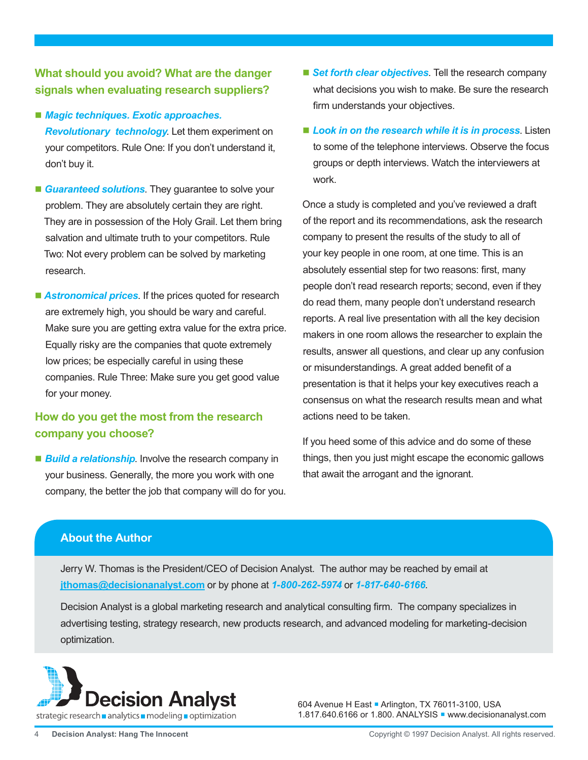## What should you avoid? What are the danger signals when evaluating research suppliers?

- ***Magic techniques. Exotic approaches. Revolutionary technology***. Let them experiment on your competitors. Rule One: If you don't understand it, don't buy it.
- ***Guaranteed solutions***. They guarantee to solve your problem. They are absolutely certain they are right. They are in possession of the Holy Grail. Let them bring salvation and ultimate truth to your competitors. Rule Two: Not every problem can be solved by marketing research.
- ***Astronomical prices***. If the prices quoted for research are extremely high, you should be wary and careful. Make sure you are getting extra value for the extra price. Equally risky are the companies that quote extremely low prices; be especially careful in using these companies. Rule Three: Make sure you get good value for your money.

## How do you get the most from the research company you choose?

- ***Build a relationship***. Involve the research company in your business. Generally, the more you work with one company, the better the job that company will do for you.
- ***Set forth clear objectives***. Tell the research company what decisions you wish to make. Be sure the research firm understands your objectives.
- ***Look in on the research while it is in process***. Listen to some of the telephone interviews. Observe the focus groups or depth interviews. Watch the interviewers at work.

Once a study is completed and you've reviewed a draft of the report and its recommendations, ask the research company to present the results of the study to all of your key people in one room, at one time. This is an absolutely essential step for two reasons: first, many people don't read research reports; second, even if they do read them, many people don't understand research reports. A real live presentation with all the key decision makers in one room allows the researcher to explain the results, answer all questions, and clear up any confusion or misunderstandings. A great added benefit of a presentation is that it helps your key executives reach a consensus on what the research results mean and what actions need to be taken.

If you heed some of this advice and do some of these things, then you just might escape the economic gallows that await the arrogant and the ignorant.

## About the Author

Jerry W. Thomas is the President/CEO of Decision Analyst. The author may be reached by email at jthomas@decisionanalyst.com or by phone at ***1-800-262-5974*** or ***1-817-640-6166***.

Decision Analyst is a global marketing research and analytical consulting firm. The company specializes in advertising testing, strategy research, new products research, and advanced modeling for marketing-decision optimization.

Decision Analyst
strategic research ▪ analytics ▪ modeling ▪ optimization

604 Avenue H East ▪ Arlington, TX 76011-3100, USA
1.817.640.6166 or 1.800. ANALYSIS ▪ www.decisionanalyst.com

Copyright © 1997 Decision Analyst. All rights reserved.